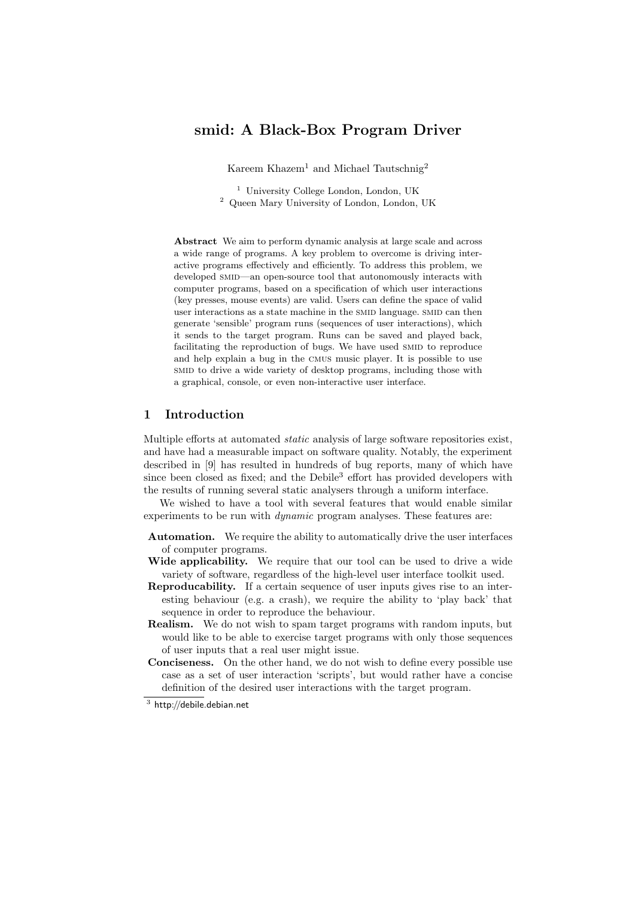# smid: A Black-Box Program Driver

Kareem Khazem[1] and Michael Tautschnig[2]

[1] University College London, London, UK
[2] Queen Mary University of London, London, UK

**Abstract** We aim to perform dynamic analysis at large scale and across a wide range of programs. A key problem to overcome is driving interactive programs effectively and efficiently. To address this problem, we developed SMID—an open-source tool that autonomously interacts with computer programs, based on a specification of which user interactions (key presses, mouse events) are valid. Users can define the space of valid user interactions as a state machine in the SMID language. SMID can then generate 'sensible' program runs (sequences of user interactions), which it sends to the target program. Runs can be saved and played back, facilitating the reproduction of bugs. We have used SMID to reproduce and help explain a bug in the CMUS music player. It is possible to use SMID to drive a wide variety of desktop programs, including those with a graphical, console, or even non-interactive user interface.

## 1 Introduction

Multiple efforts at automated *static* analysis of large software repositories exist, and have had a measurable impact on software quality. Notably, the experiment described in [9] has resulted in hundreds of bug reports, many of which have since been closed as fixed; and the Debile[3] effort has provided developers with the results of running several static analysers through a uniform interface.

We wished to have a tool with several features that would enable similar experiments to be run with *dynamic* program analyses. These features are:

**Automation.** We require the ability to automatically drive the user interfaces of computer programs.

**Wide applicability.** We require that our tool can be used to drive a wide variety of software, regardless of the high-level user interface toolkit used.

**Reproducability.** If a certain sequence of user inputs gives rise to an interesting behaviour (e.g. a crash), we require the ability to 'play back' that sequence in order to reproduce the behaviour.

**Realism.** We do not wish to spam target programs with random inputs, but would like to be able to exercise target programs with only those sequences of user inputs that a real user might issue.

**Conciseness.** On the other hand, we do not wish to define every possible use case as a set of user interaction 'scripts', but would rather have a concise definition of the desired user interactions with the target program.

[3] http://debile.debian.net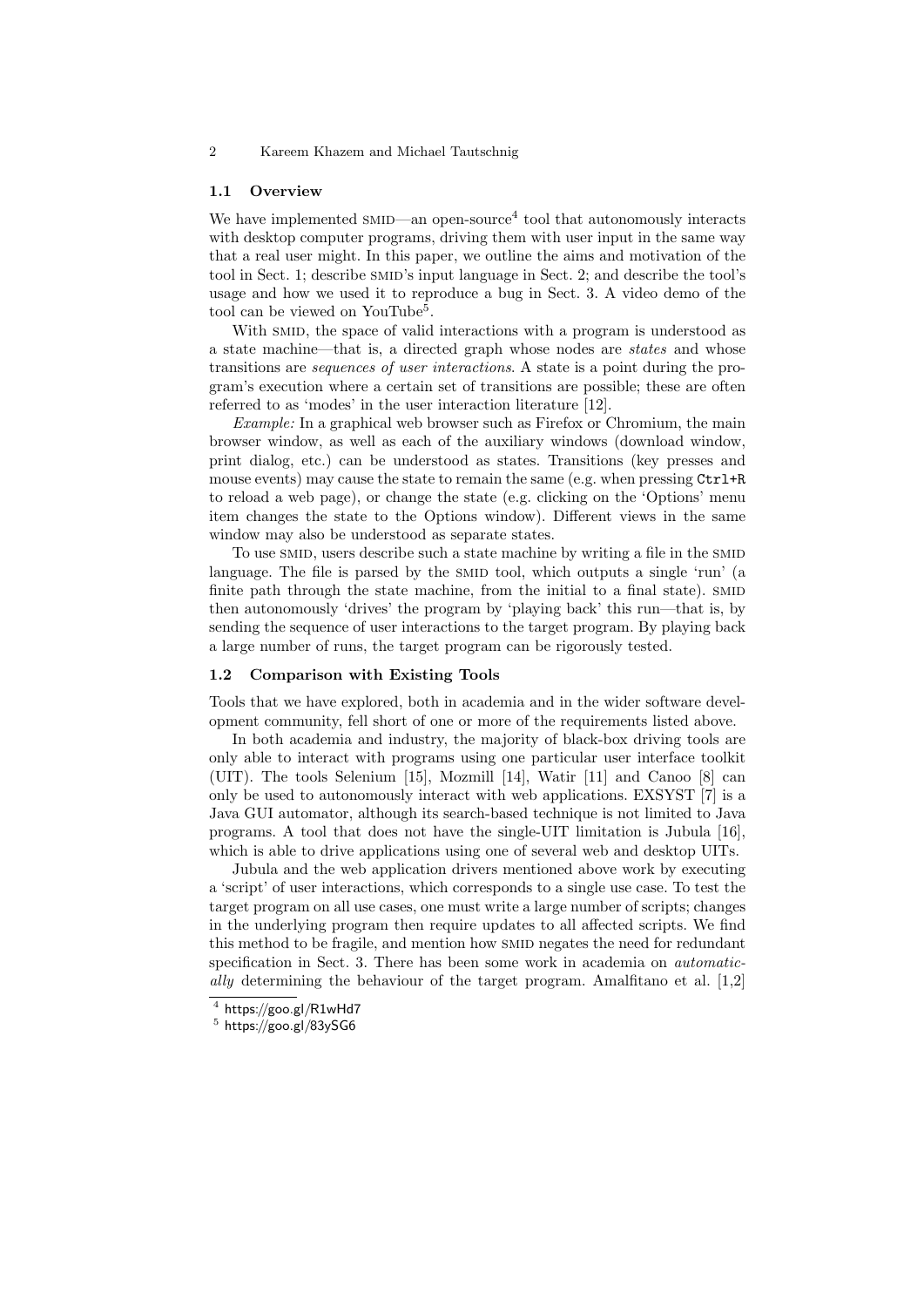### 1.1 Overview

We have implemented SMID—an open-source[4] tool that autonomously interacts with desktop computer programs, driving them with user input in the same way that a real user might. In this paper, we outline the aims and motivation of the tool in Sect. 1; describe SMID's input language in Sect. 2; and describe the tool's usage and how we used it to reproduce a bug in Sect. 3. A video demo of the tool can be viewed on YouTube[5].

With SMID, the space of valid interactions with a program is understood as a state machine—that is, a directed graph whose nodes are *states* and whose transitions are *sequences of user interactions*. A state is a point during the program's execution where a certain set of transitions are possible; these are often referred to as 'modes' in the user interaction literature [12].

*Example:* In a graphical web browser such as Firefox or Chromium, the main browser window, as well as each of the auxiliary windows (download window, print dialog, etc.) can be understood as states. Transitions (key presses and mouse events) may cause the state to remain the same (e.g. when pressing `Ctrl+R` to reload a web page), or change the state (e.g. clicking on the 'Options' menu item changes the state to the Options window). Different views in the same window may also be understood as separate states.

To use SMID, users describe such a state machine by writing a file in the SMID language. The file is parsed by the SMID tool, which outputs a single 'run' (a finite path through the state machine, from the initial to a final state). SMID then autonomously 'drives' the program by 'playing back' this run—that is, by sending the sequence of user interactions to the target program. By playing back a large number of runs, the target program can be rigorously tested.

### 1.2 Comparison with Existing Tools

Tools that we have explored, both in academia and in the wider software development community, fell short of one or more of the requirements listed above.

In both academia and industry, the majority of black-box driving tools are only able to interact with programs using one particular user interface toolkit (UIT). The tools Selenium [15], Mozmill [14], Watir [11] and Canoo [8] can only be used to autonomously interact with web applications. EXSYST [7] is a Java GUI automator, although its search-based technique is not limited to Java programs. A tool that does not have the single-UIT limitation is Jubula [16], which is able to drive applications using one of several web and desktop UITs.

Jubula and the web application drivers mentioned above work by executing a 'script' of user interactions, which corresponds to a single use case. To test the target program on all use cases, one must write a large number of scripts; changes in the underlying program then require updates to all affected scripts. We find this method to be fragile, and mention how SMID negates the need for redundant specification in Sect. 3. There has been some work in academia on *automatically* determining the behaviour of the target program. Amalfitano et al. [1,2]

[4] https://goo.gl/R1wHd7

[5] https://goo.gl/83ySG6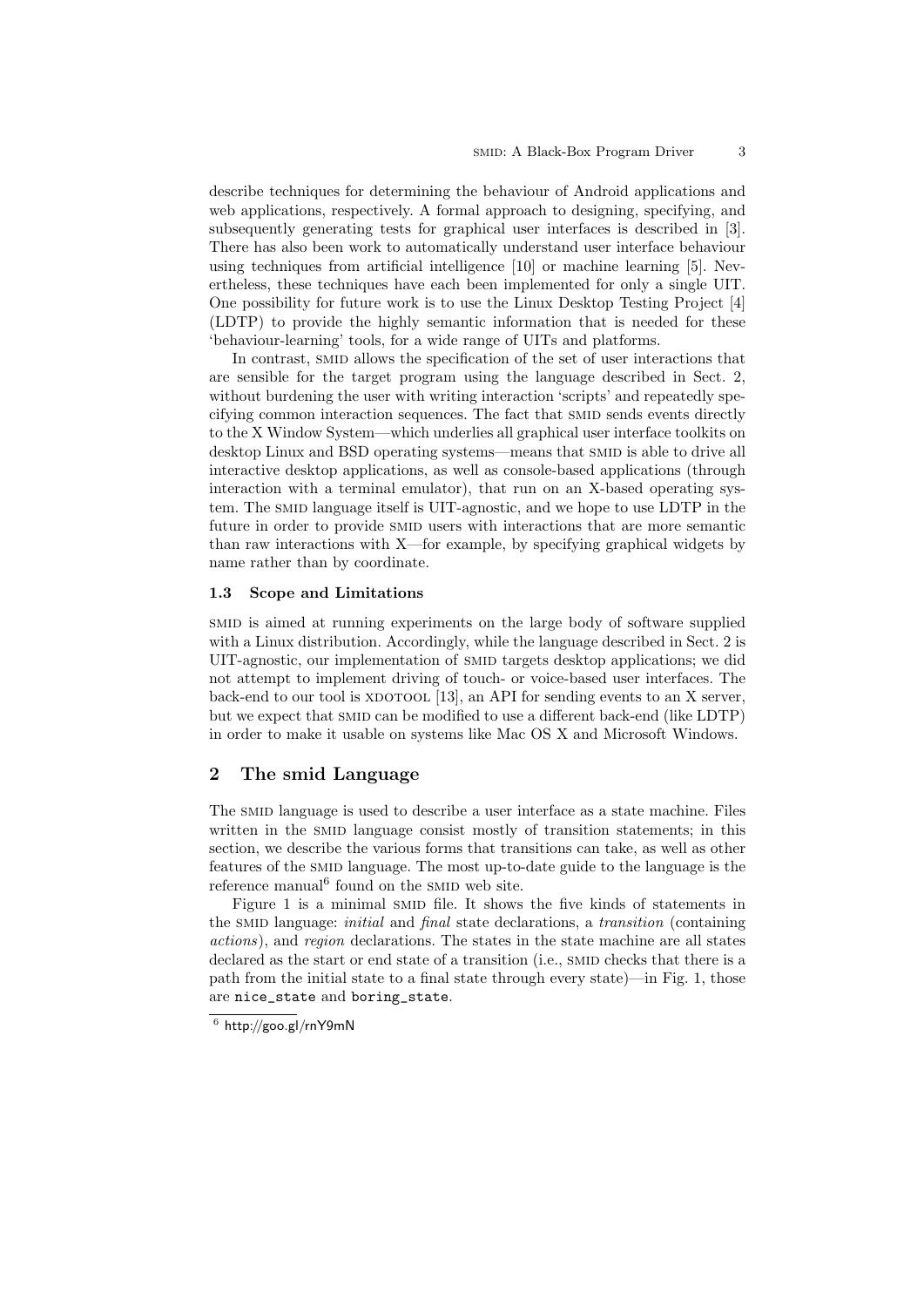describe techniques for determining the behaviour of Android applications and web applications, respectively. A formal approach to designing, specifying, and subsequently generating tests for graphical user interfaces is described in [3]. There has also been work to automatically understand user interface behaviour using techniques from artificial intelligence [10] or machine learning [5]. Nevertheless, these techniques have each been implemented for only a single UIT. One possibility for future work is to use the Linux Desktop Testing Project [4] (LDTP) to provide the highly semantic information that is needed for these 'behaviour-learning' tools, for a wide range of UITs and platforms.

In contrast, SMID allows the specification of the set of user interactions that are sensible for the target program using the language described in Sect. 2, without burdening the user with writing interaction 'scripts' and repeatedly specifying common interaction sequences. The fact that SMID sends events directly to the X Window System—which underlies all graphical user interface toolkits on desktop Linux and BSD operating systems—means that SMID is able to drive all interactive desktop applications, as well as console-based applications (through interaction with a terminal emulator), that run on an X-based operating system. The SMID language itself is UIT-agnostic, and we hope to use LDTP in the future in order to provide SMID users with interactions that are more semantic than raw interactions with X—for example, by specifying graphical widgets by name rather than by coordinate.

### 1.3 Scope and Limitations

SMID is aimed at running experiments on the large body of software supplied with a Linux distribution. Accordingly, while the language described in Sect. 2 is UIT-agnostic, our implementation of SMID targets desktop applications; we did not attempt to implement driving of touch- or voice-based user interfaces. The back-end to our tool is XDOTOOL [13], an API for sending events to an X server, but we expect that SMID can be modified to use a different back-end (like LDTP) in order to make it usable on systems like Mac OS X and Microsoft Windows.

## 2 The smid Language

The SMID language is used to describe a user interface as a state machine. Files written in the SMID language consist mostly of transition statements; in this section, we describe the various forms that transitions can take, as well as other features of the SMID language. The most up-to-date guide to the language is the reference manual[6] found on the SMID web site.

Figure 1 is a minimal SMID file. It shows the five kinds of statements in the SMID language: *initial* and *final* state declarations, a *transition* (containing *actions*), and *region* declarations. The states in the state machine are all states declared as the start or end state of a transition (i.e., SMID checks that there is a path from the initial state to a final state through every state)—in Fig. 1, those are `nice_state` and `boring_state`.

[6] http://goo.gl/rnY9mN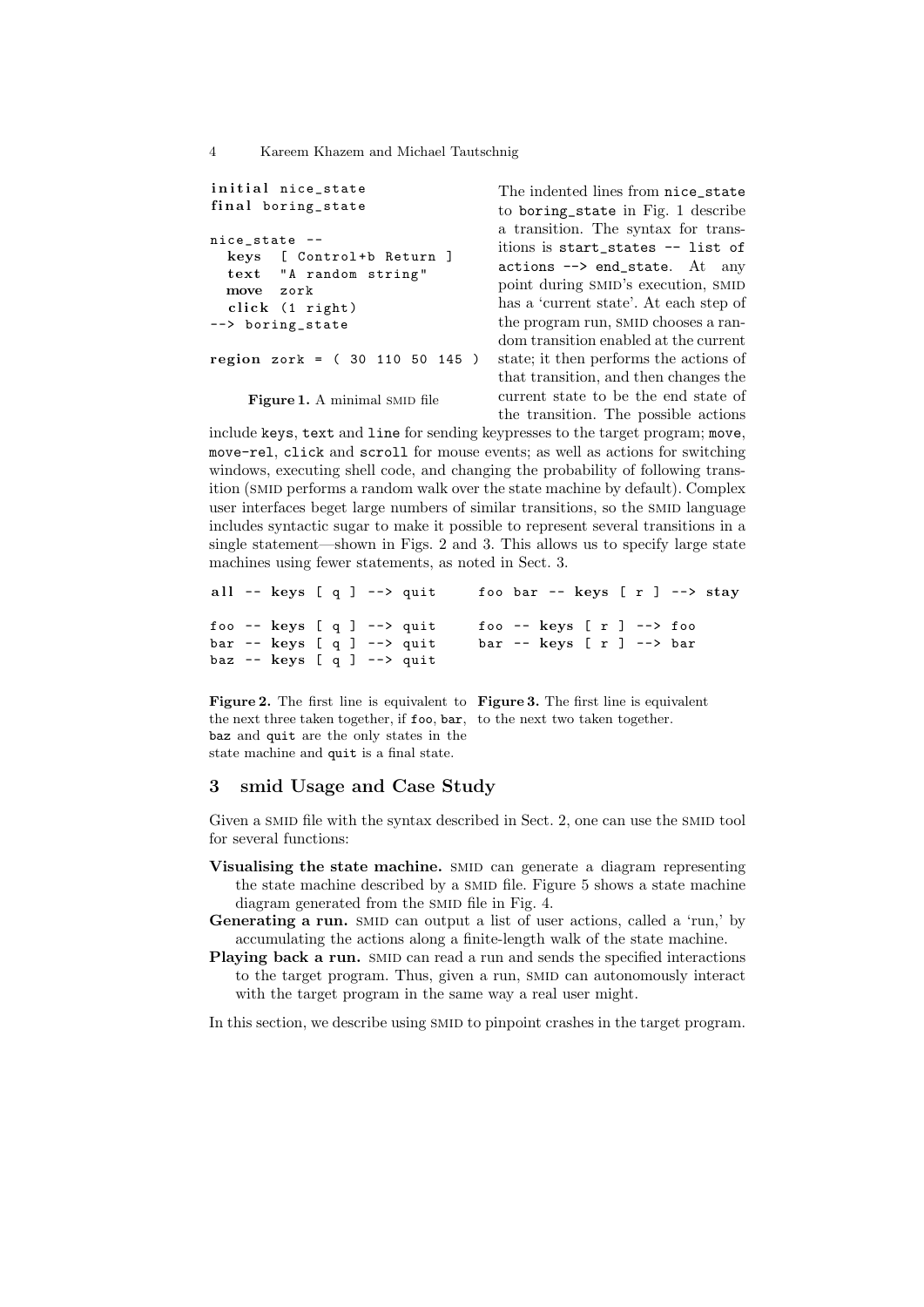```
initial nice_state
final boring_state

nice_state --
  keys  [ Control+b Return ]
  text  "A random string"
  move  zork
  click (1 right)
--> boring_state

region zork = ( 30 110 50 145 )
```

**Figure 1.** A minimal SMID file

The indented lines from `nice_state` to `boring_state` in Fig. 1 describe a transition. The syntax for transitions is `start_states -- list of actions --> end_state`. At any point during SMID's execution, SMID has a 'current state'. At each step of the program run, SMID chooses a random transition enabled at the current state; it then performs the actions of that transition, and then changes the current state to be the end state of the transition. The possible actions include `keys`, `text` and `line` for sending keypresses to the target program; `move`, `move-rel`, `click` and `scroll` for mouse events; as well as actions for switching windows, executing shell code, and changing the probability of following transition (SMID performs a random walk over the state machine by default). Complex user interfaces beget large numbers of similar transitions, so the SMID language includes syntactic sugar to make it possible to represent several transitions in a single statement—shown in Figs. 2 and 3. This allows us to specify large state machines using fewer statements, as noted in Sect. 3.

```
all -- keys [ q ] --> quit

foo -- keys [ q ] --> quit
bar -- keys [ q ] --> quit
baz -- keys [ q ] --> quit
```

**Figure 2.** The first line is equivalent to the next three taken together, if `foo`, `bar`, `baz` and `quit` are the only states in the state machine and `quit` is a final state.

```
foo bar -- keys [ r ] --> stay

foo -- keys [ r ] --> foo
bar -- keys [ r ] --> bar
```

**Figure 3.** The first line is equivalent to the next two taken together.

## 3 smid Usage and Case Study

Given a SMID file with the syntax described in Sect. 2, one can use the SMID tool for several functions:

- **Visualising the state machine.** SMID can generate a diagram representing the state machine described by a SMID file. Figure 5 shows a state machine diagram generated from the SMID file in Fig. 4.
- **Generating a run.** SMID can output a list of user actions, called a 'run,' by accumulating the actions along a finite-length walk of the state machine.
- **Playing back a run.** SMID can read a run and sends the specified interactions to the target program. Thus, given a run, SMID can autonomously interact with the target program in the same way a real user might.

In this section, we describe using SMID to pinpoint crashes in the target program.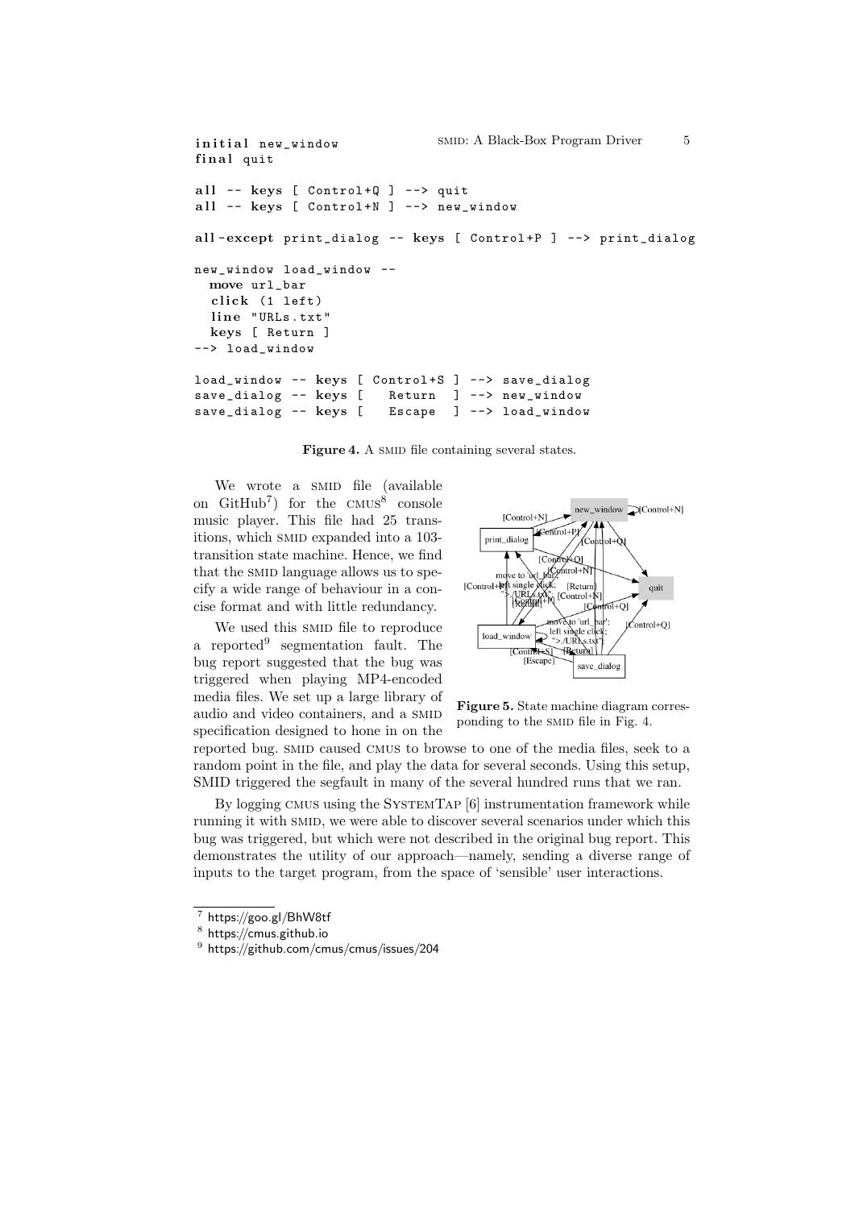```
initial new_window
final quit

all -- keys [ Control+Q ] --> quit
all -- keys [ Control+N ] --> new_window

all-except print_dialog -- keys [ Control+P ] --> print_dialog

new_window load_window --
  move url_bar
  click (1 left)
  line "URLs.txt"
  keys [ Return ]
--> load_window

load_window -- keys [ Control+S ] --> save_dialog
save_dialog -- keys [   Return  ] --> new_window
save_dialog -- keys [   Escape  ] --> load_window
```

**Figure 4.** A SMID file containing several states.

We wrote a SMID file (available on GitHub[7]) for the CMUS[8] console music player. This file had 25 transitions, which SMID expanded into a 103-transition state machine. Hence, we find that the SMID language allows us to specify a wide range of behaviour in a concise format and with little redundancy.

new_window
[Control+N]
print_dialog
[Control+P]
[Control+Q]
[Control+N]
move to 'url_bar';
left single click;
"> ./URLs.txt";
[Return]
[Control+P]
[Control+N]
[Control+Q]
quit
load_window
[Control+S]
[Escape]
save_dialog
[Control+Q]

**Figure 5.** State machine diagram corresponding to the SMID file in Fig. 4.

We used this SMID file to reproduce a reported[9] segmentation fault. The bug report suggested that the bug was triggered when playing MP4-encoded media files. We set up a large library of audio and video containers, and a SMID specification designed to hone in on the reported bug. SMID caused CMUS to browse to one of the media files, seek to a random point in the file, and play the data for several seconds. Using this setup, SMID triggered the segfault in many of the several hundred runs that we ran.

By logging CMUS using the SystemTap [6] instrumentation framework while running it with SMID, we were able to discover several scenarios under which this bug was triggered, but which were not described in the original bug report. This demonstrates the utility of our approach—namely, sending a diverse range of inputs to the target program, from the space of 'sensible' user interactions.

---

[7] https://goo.gl/BhW8tf

[8] https://cmus.github.io

[9] https://github.com/cmus/cmus/issues/204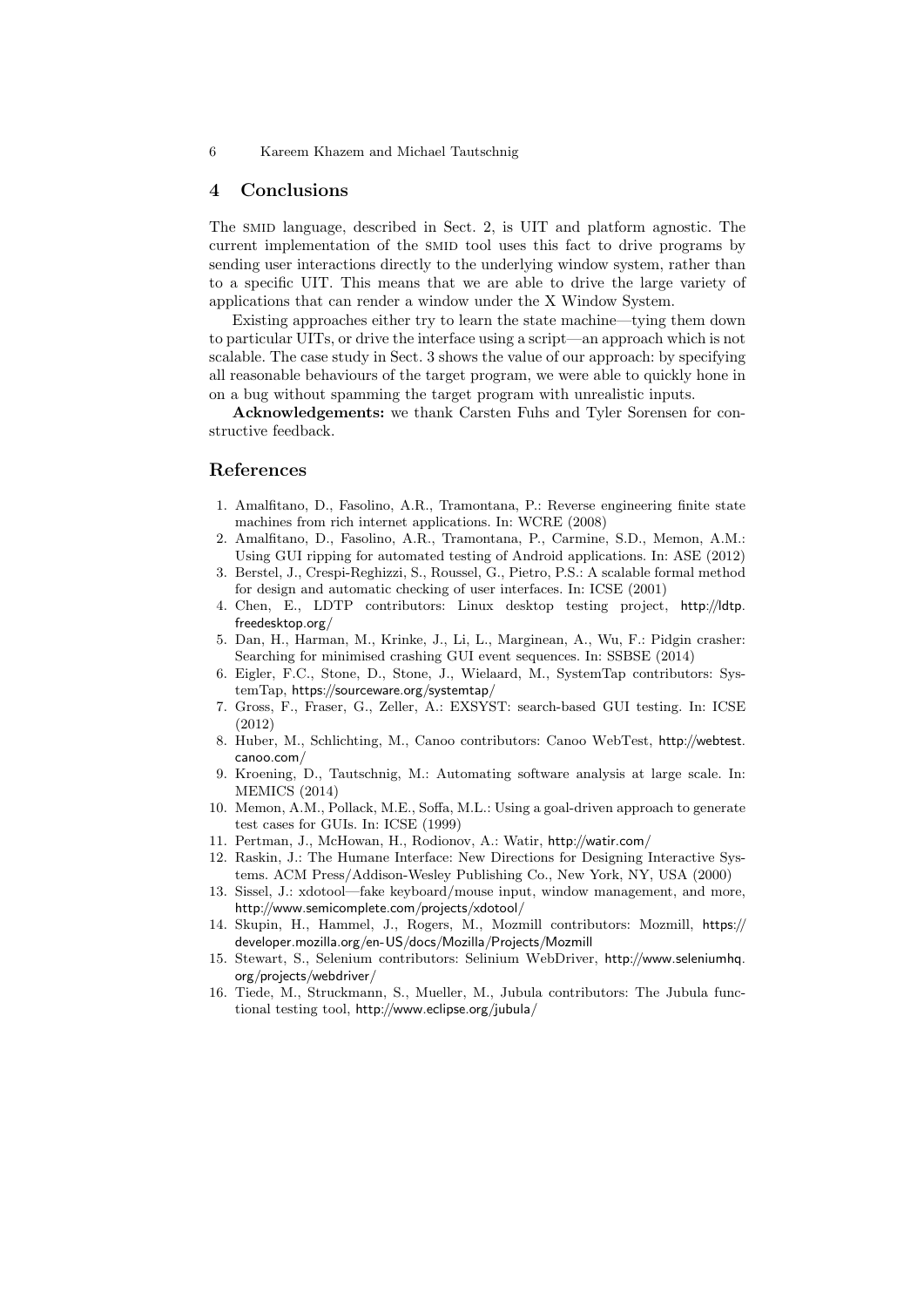## 4 Conclusions

The SMID language, described in Sect. 2, is UIT and platform agnostic. The current implementation of the SMID tool uses this fact to drive programs by sending user interactions directly to the underlying window system, rather than to a specific UIT. This means that we are able to drive the large variety of applications that can render a window under the X Window System.

Existing approaches either try to learn the state machine—tying them down to particular UITs, or drive the interface using a script—an approach which is not scalable. The case study in Sect. 3 shows the value of our approach: by specifying all reasonable behaviours of the target program, we were able to quickly hone in on a bug without spamming the target program with unrealistic inputs.

**Acknowledgements:** we thank Carsten Fuhs and Tyler Sorensen for constructive feedback.

## References

1. Amalfitano, D., Fasolino, A.R., Tramontana, P.: Reverse engineering finite state machines from rich internet applications. In: WCRE (2008)
2. Amalfitano, D., Fasolino, A.R., Tramontana, P., Carmine, S.D., Memon, A.M.: Using GUI ripping for automated testing of Android applications. In: ASE (2012)
3. Berstel, J., Crespi-Reghizzi, S., Roussel, G., Pietro, P.S.: A scalable formal method for design and automatic checking of user interfaces. In: ICSE (2001)
4. Chen, E., LDTP contributors: Linux desktop testing project, http://ldtp.freedesktop.org/
5. Dan, H., Harman, M., Krinke, J., Li, L., Marginean, A., Wu, F.: Pidgin crasher: Searching for minimised crashing GUI event sequences. In: SSBSE (2014)
6. Eigler, F.C., Stone, D., Stone, J., Wielaard, M., SystemTap contributors: SystemTap, https://sourceware.org/systemtap/
7. Gross, F., Fraser, G., Zeller, A.: EXSYST: search-based GUI testing. In: ICSE (2012)
8. Huber, M., Schlichting, M., Canoo contributors: Canoo WebTest, http://webtest.canoo.com/
9. Kroening, D., Tautschnig, M.: Automating software analysis at large scale. In: MEMICS (2014)
10. Memon, A.M., Pollack, M.E., Soffa, M.L.: Using a goal-driven approach to generate test cases for GUIs. In: ICSE (1999)
11. Pertman, J., McHowan, H., Rodionov, A.: Watir, http://watir.com/
12. Raskin, J.: The Humane Interface: New Directions for Designing Interactive Systems. ACM Press/Addison-Wesley Publishing Co., New York, NY, USA (2000)
13. Sissel, J.: xdotool—fake keyboard/mouse input, window management, and more, http://www.semicomplete.com/projects/xdotool/
14. Skupin, H., Hammel, J., Rogers, M., Mozmill contributors: Mozmill, https://developer.mozilla.org/en-US/docs/Mozilla/Projects/Mozmill
15. Stewart, S., Selenium contributors: Selinium WebDriver, http://www.seleniumhq.org/projects/webdriver/
16. Tiede, M., Struckmann, S., Mueller, M., Jubula contributors: The Jubula functional testing tool, http://www.eclipse.org/jubula/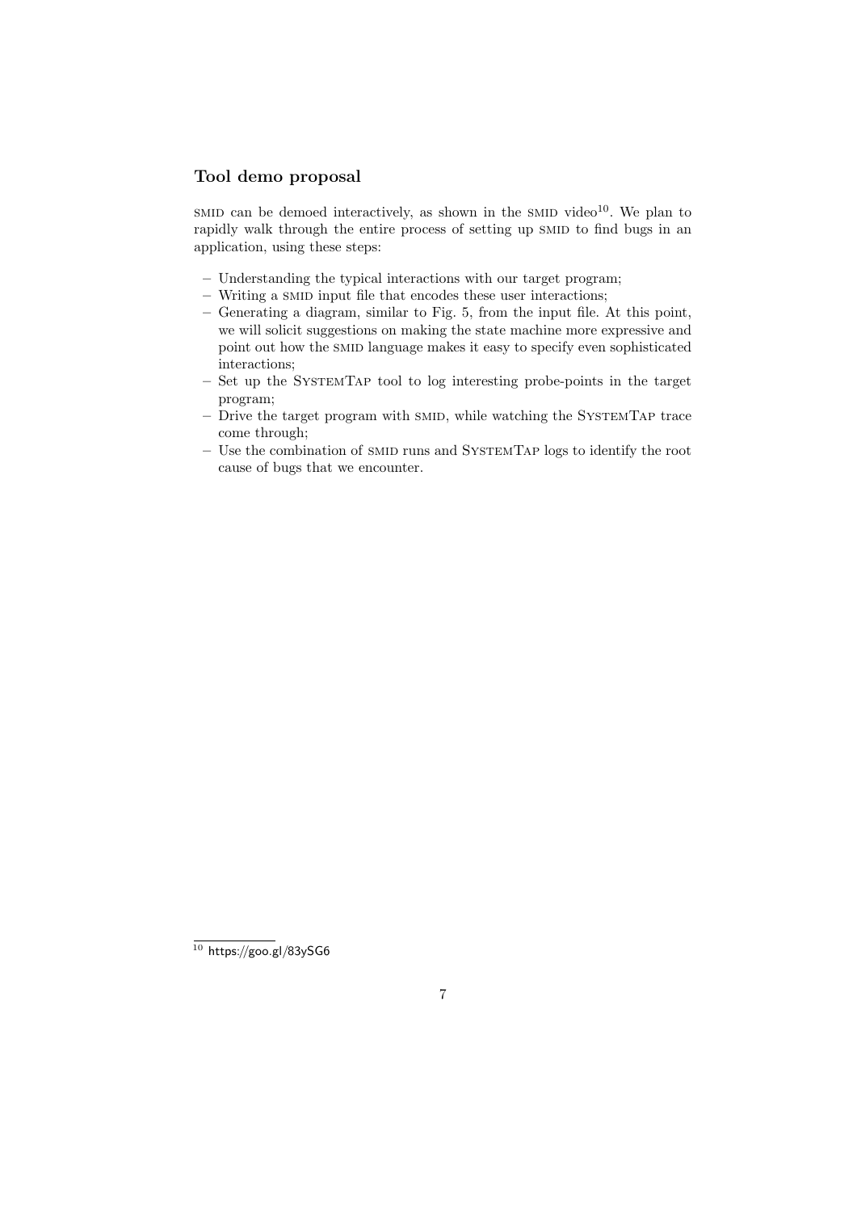### Tool demo proposal

SMID can be demoed interactively, as shown in the SMID video[10]. We plan to rapidly walk through the entire process of setting up SMID to find bugs in an application, using these steps:

- Understanding the typical interactions with our target program;
- Writing a SMID input file that encodes these user interactions;
- Generating a diagram, similar to Fig. 5, from the input file. At this point, we will solicit suggestions on making the state machine more expressive and point out how the SMID language makes it easy to specify even sophisticated interactions;
- Set up the SystemTap tool to log interesting probe-points in the target program;
- Drive the target program with SMID, while watching the SystemTap trace come through;
- Use the combination of SMID runs and SystemTap logs to identify the root cause of bugs that we encounter.

[10] https://goo.gl/83ySG6